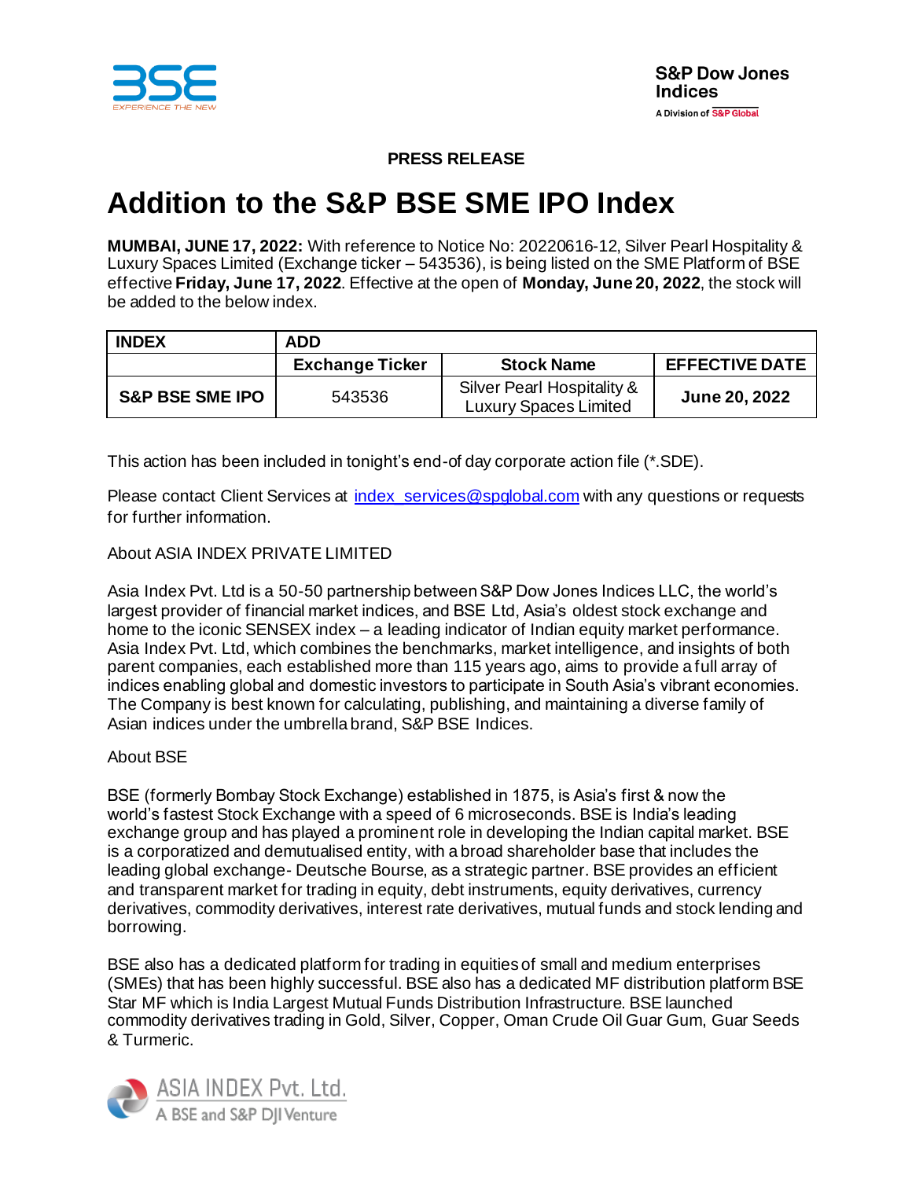**PRESS RELEASE**

# Addition to the S&P BSE SME IPO Index

**MUMBAI, JUNE 17, 2022:** With reference to Notice No: 20220616-12, Silver Pearl Hospitality & Luxury Spaces Limited (Exchange ticker – 543536), is being listed on the SME Platform of BSE effective **Friday, June 17, 2022**. Effective at the open of **Monday, June 20, 2022**, the stock will be added to the below index.

| INDEX | ADD | | |
|---|---|---|---|
| | **Exchange Ticker** | **Stock Name** | **EFFECTIVE DATE** |
| **S&P BSE SME IPO** | 543536 | Silver Pearl Hospitality & Luxury Spaces Limited | **June 20, 2022** |

This action has been included in tonight's end-of day corporate action file (*.SDE).

Please contact Client Services at index_services@spglobal.com with any questions or requests for further information.

About ASIA INDEX PRIVATE LIMITED

Asia Index Pvt. Ltd is a 50-50 partnership between S&P Dow Jones Indices LLC, the world's largest provider of financial market indices, and BSE Ltd, Asia's oldest stock exchange and home to the iconic SENSEX index – a leading indicator of Indian equity market performance. Asia Index Pvt. Ltd, which combines the benchmarks, market intelligence, and insights of both parent companies, each established more than 115 years ago, aims to provide a full array of indices enabling global and domestic investors to participate in South Asia's vibrant economies. The Company is best known for calculating, publishing, and maintaining a diverse family of Asian indices under the umbrella brand, S&P BSE Indices.

About BSE

BSE (formerly Bombay Stock Exchange) established in 1875, is Asia's first & now the world's fastest Stock Exchange with a speed of 6 microseconds. BSE is India's leading exchange group and has played a prominent role in developing the Indian capital market. BSE is a corporatized and demutualised entity, with a broad shareholder base that includes the leading global exchange- Deutsche Bourse, as a strategic partner. BSE provides an efficient and transparent market for trading in equity, debt instruments, equity derivatives, currency derivatives, commodity derivatives, interest rate derivatives, mutual funds and stock lending and borrowing.

BSE also has a dedicated platform for trading in equities of small and medium enterprises (SMEs) that has been highly successful. BSE also has a dedicated MF distribution platform BSE Star MF which is India Largest Mutual Funds Distribution Infrastructure. BSE launched commodity derivatives trading in Gold, Silver, Copper, Oman Crude Oil Guar Gum, Guar Seeds & Turmeric.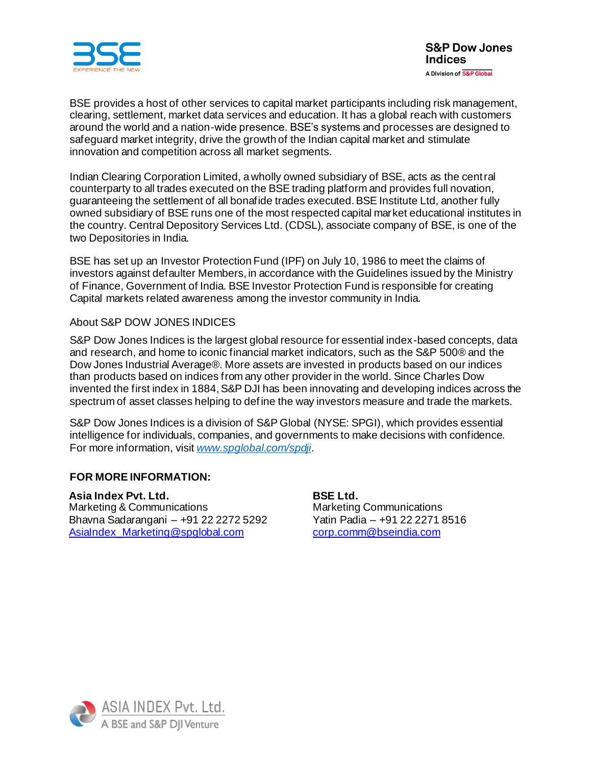BSE provides a host of other services to capital market participants including risk management, clearing, settlement, market data services and education. It has a global reach with customers around the world and a nation-wide presence. BSE's systems and processes are designed to safeguard market integrity, drive the growth of the Indian capital market and stimulate innovation and competition across all market segments.

Indian Clearing Corporation Limited, a wholly owned subsidiary of BSE, acts as the central counterparty to all trades executed on the BSE trading platform and provides full novation, guaranteeing the settlement of all bonafide trades executed. BSE Institute Ltd, another fully owned subsidiary of BSE runs one of the most respected capital market educational institutes in the country. Central Depository Services Ltd. (CDSL), associate company of BSE, is one of the two Depositories in India.

BSE has set up an Investor Protection Fund (IPF) on July 10, 1986 to meet the claims of investors against defaulter Members, in accordance with the Guidelines issued by the Ministry of Finance, Government of India. BSE Investor Protection Fund is responsible for creating Capital markets related awareness among the investor community in India.

About S&P DOW JONES INDICES

S&P Dow Jones Indices is the largest global resource for essential index-based concepts, data and research, and home to iconic financial market indicators, such as the S&P 500® and the Dow Jones Industrial Average®. More assets are invested in products based on our indices than products based on indices from any other provider in the world. Since Charles Dow invented the first index in 1884, S&P DJI has been innovating and developing indices across the spectrum of asset classes helping to define the way investors measure and trade the markets.

S&P Dow Jones Indices is a division of S&P Global (NYSE: SPGI), which provides essential intelligence for individuals, companies, and governments to make decisions with confidence. For more information, visit [www.spglobal.com/spdji](www.spglobal.com/spdji).

**FOR MORE INFORMATION:**

**Asia Index Pvt. Ltd.**
Marketing & Communications
Bhavna Sadarangani – +91 22 2272 5292
AsiaIndex_Marketing@spglobal.com

**BSE Ltd.**
Marketing Communications
Yatin Padia – +91 22 2271 8516
corp.comm@bseindia.com

ASIA INDEX Pvt. Ltd.
A BSE and S&P DJI Venture